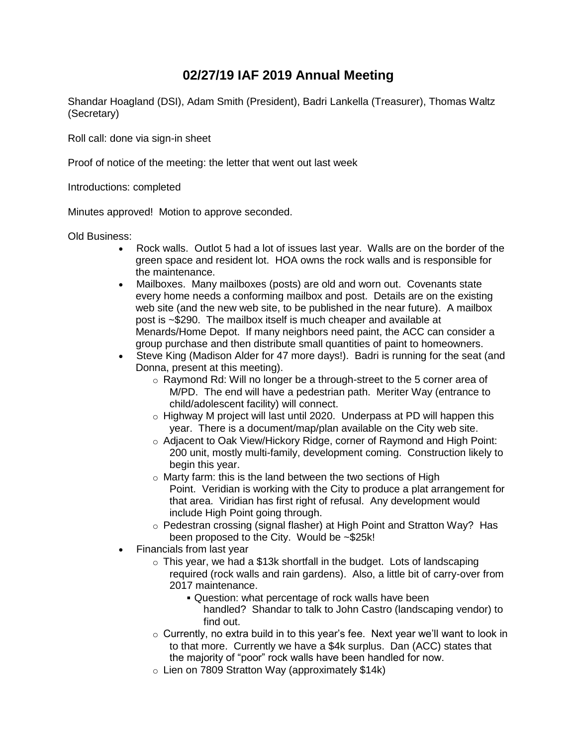# 02/27/19 IAF 2019 Annual Meeting

Shandar Hoagland (DSI), Adam Smith (President), Badri Lankella (Treasurer), Thomas Waltz (Secretary)

Roll call: done via sign-in sheet

Proof of notice of the meeting: the letter that went out last week

Introductions: completed

Minutes approved! Motion to approve seconded.

Old Business:

- Rock walls. Outlot 5 had a lot of issues last year. Walls are on the border of the green space and resident lot. HOA owns the rock walls and is responsible for the maintenance.
- Mailboxes. Many mailboxes (posts) are old and worn out. Covenants state every home needs a conforming mailbox and post. Details are on the existing web site (and the new web site, to be published in the near future). A mailbox post is ~$290. The mailbox itself is much cheaper and available at Menards/Home Depot. If many neighbors need paint, the ACC can consider a group purchase and then distribute small quantities of paint to homeowners.
- Steve King (Madison Alder for 47 more days!). Badri is running for the seat (and Donna, present at this meeting).
  - Raymond Rd: Will no longer be a through-street to the 5 corner area of M/PD. The end will have a pedestrian path. Meriter Way (entrance to child/adolescent facility) will connect.
  - Highway M project will last until 2020. Underpass at PD will happen this year. There is a document/map/plan available on the City web site.
  - Adjacent to Oak View/Hickory Ridge, corner of Raymond and High Point: 200 unit, mostly multi-family, development coming. Construction likely to begin this year.
  - Marty farm: this is the land between the two sections of High Point. Veridian is working with the City to produce a plat arrangement for that area. Viridian has first right of refusal. Any development would include High Point going through.
  - Pedestran crossing (signal flasher) at High Point and Stratton Way? Has been proposed to the City. Would be ~$25k!
- Financials from last year
  - This year, we had a $13k shortfall in the budget. Lots of landscaping required (rock walls and rain gardens). Also, a little bit of carry-over from 2017 maintenance.
    - Question: what percentage of rock walls have been handled? Shandar to talk to John Castro (landscaping vendor) to find out.
  - Currently, no extra build in to this year's fee. Next year we'll want to look in to that more. Currently we have a $4k surplus. Dan (ACC) states that the majority of "poor" rock walls have been handled for now.
  - Lien on 7809 Stratton Way (approximately $14k)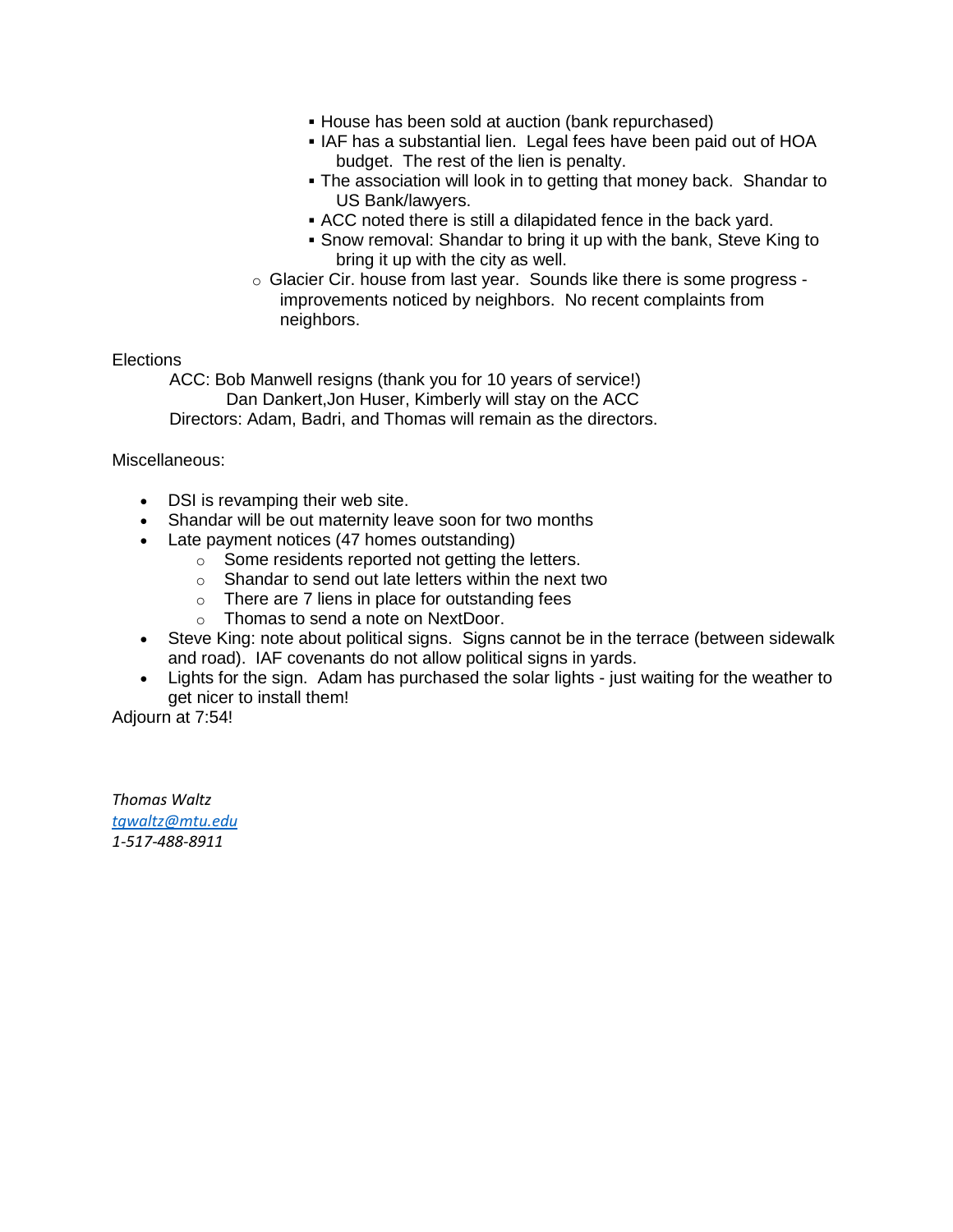- House has been sold at auction (bank repurchased)
        - IAF has a substantial lien. Legal fees have been paid out of HOA budget. The rest of the lien is penalty.
        - The association will look in to getting that money back. Shandar to US Bank/lawyers.
        - ACC noted there is still a dilapidated fence in the back yard.
        - Snow removal: Shandar to bring it up with the bank, Steve King to bring it up with the city as well.
    - Glacier Cir. house from last year. Sounds like there is some progress - improvements noticed by neighbors. No recent complaints from neighbors.

Elections

ACC: Bob Manwell resigns (thank you for 10 years of service!)
Dan Dankert, Jon Huser, Kimberly will stay on the ACC
Directors: Adam, Badri, and Thomas will remain as the directors.

Miscellaneous:

- DSI is revamping their web site.
- Shandar will be out maternity leave soon for two months
- Late payment notices (47 homes outstanding)
    - Some residents reported not getting the letters.
    - Shandar to send out late letters within the next two
    - There are 7 liens in place for outstanding fees
    - Thomas to send a note on NextDoor.
- Steve King: note about political signs. Signs cannot be in the terrace (between sidewalk and road). IAF covenants do not allow political signs in yards.
- Lights for the sign. Adam has purchased the solar lights - just waiting for the weather to get nicer to install them!

Adjourn at 7:54!

*Thomas Waltz*
*tgwaltz@mtu.edu*
*1-517-488-8911*